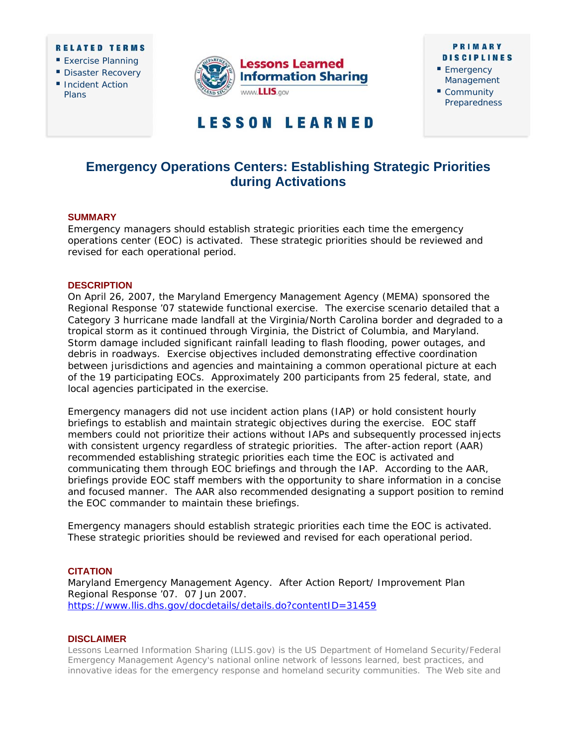**RELATED TERMS**

- Exercise Planning
- Disaster Recovery
- Incident Action Plans

Lessons Learned Information Sharing
www.LLIS.gov

**LESSON LEARNED**

**PRIMARY DISCIPLINES**

- Emergency Management
- Community Preparedness

# Emergency Operations Centers: Establishing Strategic Priorities during Activations

## SUMMARY

Emergency managers should establish strategic priorities each time the emergency operations center (EOC) is activated. These strategic priorities should be reviewed and revised for each operational period.

## DESCRIPTION

On April 26, 2007, the Maryland Emergency Management Agency (MEMA) sponsored the Regional Response '07 statewide functional exercise. The exercise scenario detailed that a Category 3 hurricane made landfall at the Virginia/North Carolina border and degraded to a tropical storm as it continued through Virginia, the District of Columbia, and Maryland. Storm damage included significant rainfall leading to flash flooding, power outages, and debris in roadways. Exercise objectives included demonstrating effective coordination between jurisdictions and agencies and maintaining a common operational picture at each of the 19 participating EOCs. Approximately 200 participants from 25 federal, state, and local agencies participated in the exercise.

Emergency managers did not use incident action plans (IAP) or hold consistent hourly briefings to establish and maintain strategic objectives during the exercise. EOC staff members could not prioritize their actions without IAPs and subsequently processed injects with consistent urgency regardless of strategic priorities. The after-action report (AAR) recommended establishing strategic priorities each time the EOC is activated and communicating them through EOC briefings and through the IAP. According to the AAR, briefings provide EOC staff members with the opportunity to share information in a concise and focused manner. The AAR also recommended designating a support position to remind the EOC commander to maintain these briefings.

Emergency managers should establish strategic priorities each time the EOC is activated. These strategic priorities should be reviewed and revised for each operational period.

## CITATION

Maryland Emergency Management Agency. After Action Report/ Improvement Plan Regional Response '07. 07 Jun 2007.
https://www.llis.dhs.gov/docdetails/details.do?contentID=31459

## DISCLAIMER

Lessons Learned Information Sharing (LLIS.gov) is the US Department of Homeland Security/Federal Emergency Management Agency's national online network of lessons learned, best practices, and innovative ideas for the emergency response and homeland security communities. The Web site and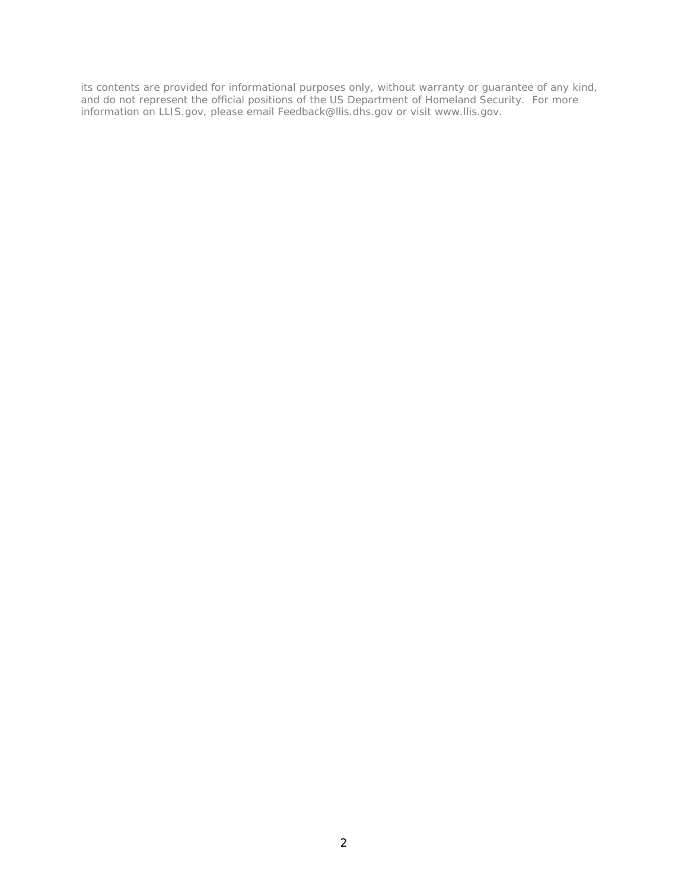its contents are provided for informational purposes only, without warranty or guarantee of any kind, and do not represent the official positions of the US Department of Homeland Security. For more information on LLIS.gov, please email Feedback@llis.dhs.gov or visit www.llis.gov.